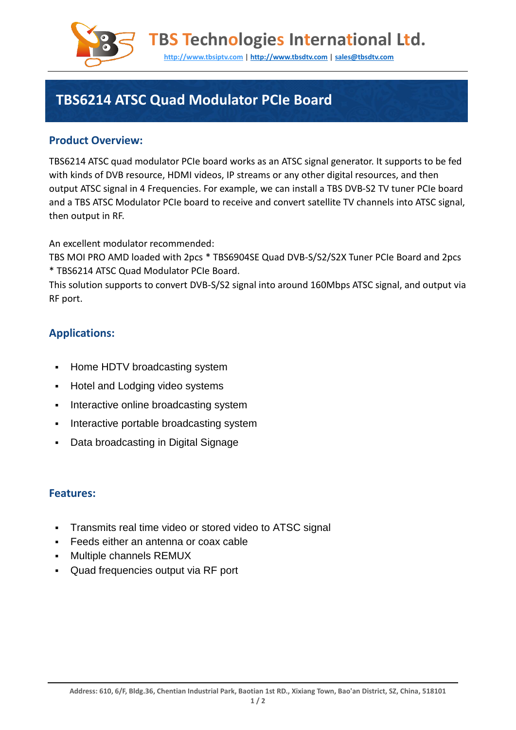**TBS Technologies International Ltd.**

http://www.tbsiptv.com | http://www.tbsdtv.com | sales@tbsdtv.com

# TBS6214 ATSC Quad Modulator PCIe Board

## Product Overview:

TBS6214 ATSC quad modulator PCIe board works as an ATSC signal generator. It supports to be fed with kinds of DVB resource, HDMI videos, IP streams or any other digital resources, and then output ATSC signal in 4 Frequencies. For example, we can install a TBS DVB-S2 TV tuner PCIe board and a TBS ATSC Modulator PCIe board to receive and convert satellite TV channels into ATSC signal, then output in RF.

An excellent modulator recommended:
TBS MOI PRO AMD loaded with 2pcs * TBS6904SE Quad DVB-S/S2/S2X Tuner PCIe Board and 2pcs * TBS6214 ATSC Quad Modulator PCIe Board.
This solution supports to convert DVB-S/S2 signal into around 160Mbps ATSC signal, and output via RF port.

## Applications:

- Home HDTV broadcasting system
- Hotel and Lodging video systems
- Interactive online broadcasting system
- Interactive portable broadcasting system
- Data broadcasting in Digital Signage

## Features:

- Transmits real time video or stored video to ATSC signal
- Feeds either an antenna or coax cable
- Multiple channels REMUX
- Quad frequencies output via RF port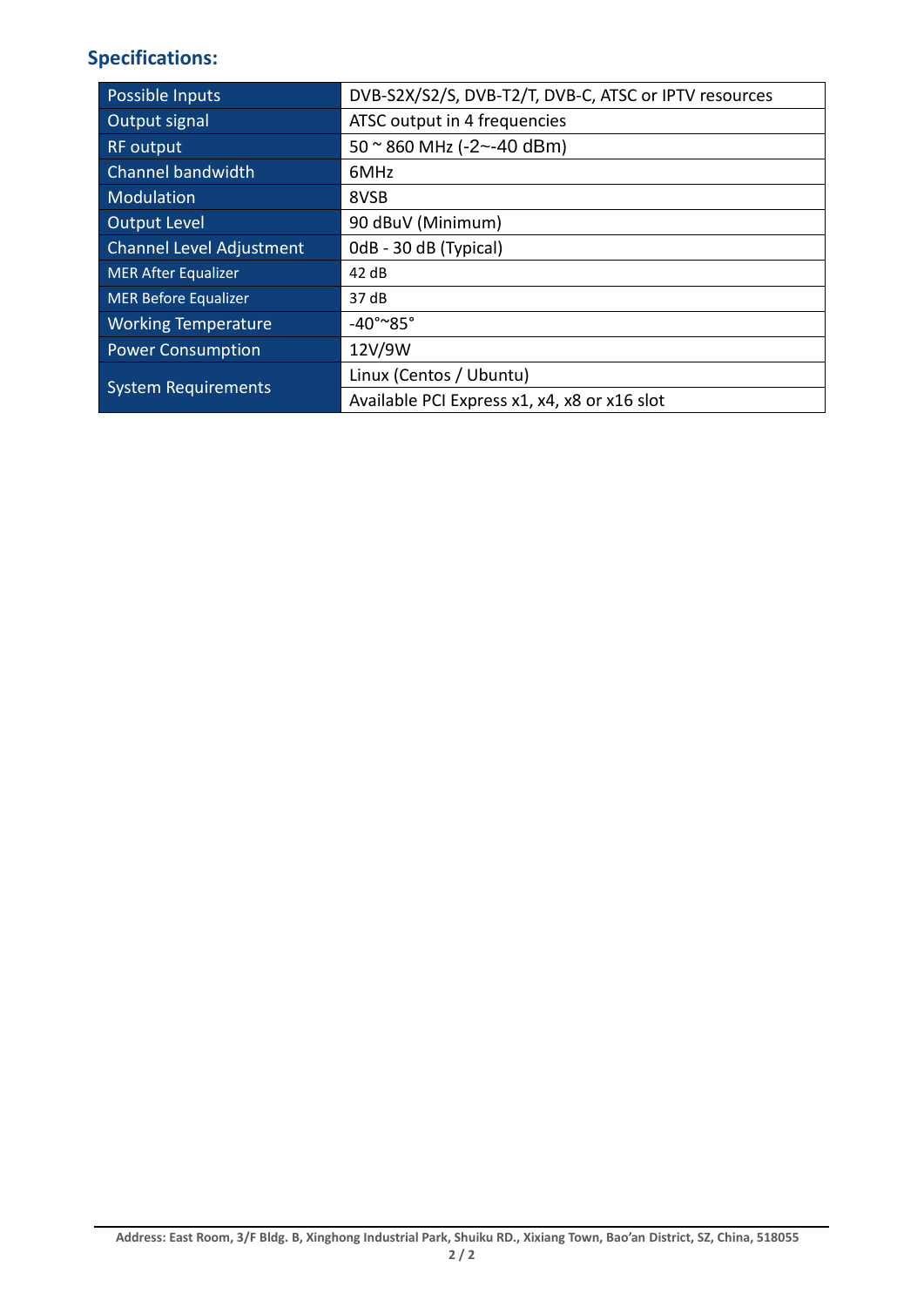## Specifications:

| | |
|---|---|
| Possible Inputs | DVB-S2X/S2/S, DVB-T2/T, DVB-C, ATSC or IPTV resources |
| Output signal | ATSC output in 4 frequencies |
| RF output | 50 ~ 860 MHz (-2~-40 dBm) |
| Channel bandwidth | 6MHz |
| Modulation | 8VSB |
| Output Level | 90 dBuV (Minimum) |
| Channel Level Adjustment | 0dB - 30 dB (Typical) |
| MER After Equalizer | 42 dB |
| MER Before Equalizer | 37 dB |
| Working Temperature | -40°~85° |
| Power Consumption | 12V/9W |
| System Requirements | Linux (Centos / Ubuntu) |
| | Available PCI Express x1, x4, x8 or x16 slot |

**Address: East Room, 3/F Bldg. B, Xinghong Industrial Park, Shuiku RD., Xixiang Town, Bao'an District, SZ, China, 518055**